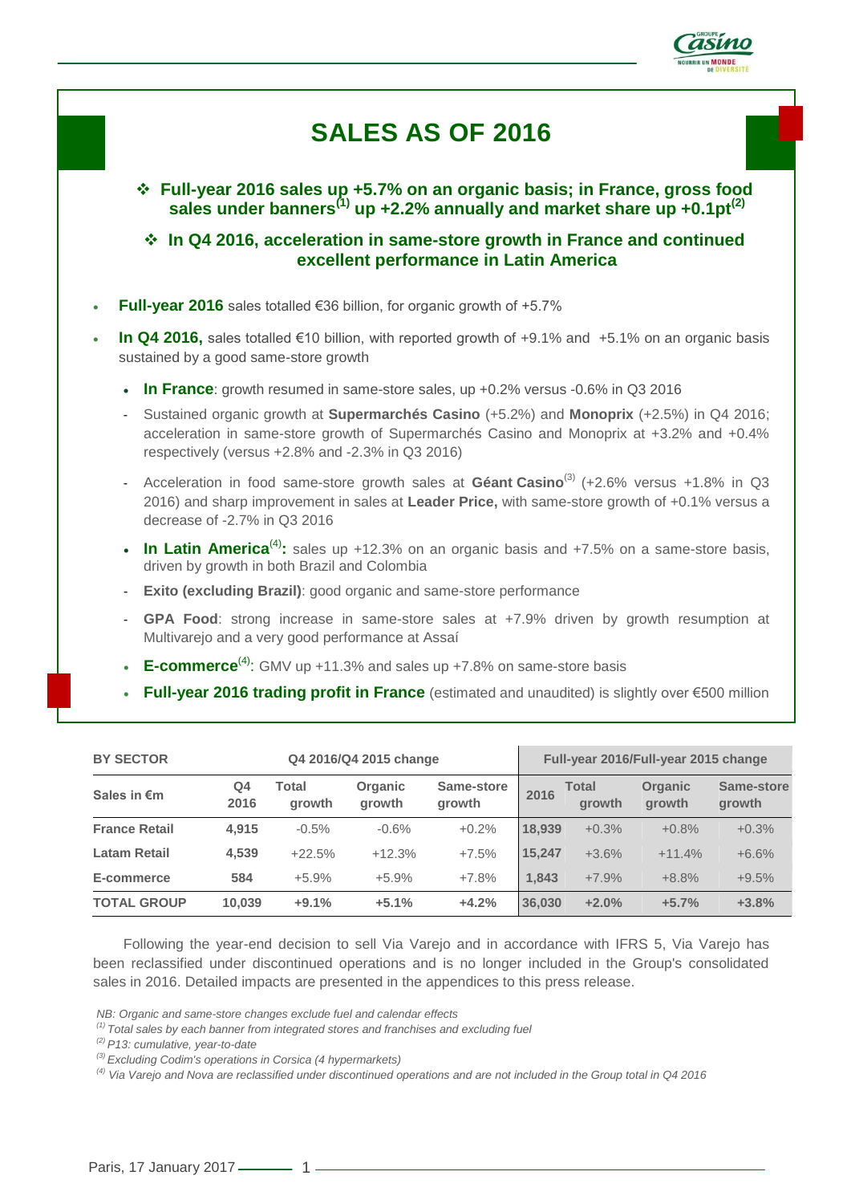# SALES AS OF 2016

❖ **Full-year 2016 sales up +5.7% on an organic basis; in France, gross food sales under banners[1] up +2.2% annually and market share up +0.1pt[2]**

❖ **In Q4 2016, acceleration in same-store growth in France and continued excellent performance in Latin America**

- **Full-year 2016** sales totalled €36 billion, for organic growth of +5.7%
- **In Q4 2016,** sales totalled €10 billion, with reported growth of +9.1% and +5.1% on an organic basis sustained by a good same-store growth
  - **In France**: growth resumed in same-store sales, up +0.2% versus -0.6% in Q3 2016
  - Sustained organic growth at **Supermarchés Casino** (+5.2%) and **Monoprix** (+2.5%) in Q4 2016; acceleration in same-store growth of Supermarchés Casino and Monoprix at +3.2% and +0.4% respectively (versus +2.8% and -2.3% in Q3 2016)
  - Acceleration in food same-store growth sales at **Géant Casino**[3] (+2.6% versus +1.8% in Q3 2016) and sharp improvement in sales at **Leader Price,** with same-store growth of +0.1% versus a decrease of -2.7% in Q3 2016
  - **In Latin America**[4]**:** sales up +12.3% on an organic basis and +7.5% on a same-store basis, driven by growth in both Brazil and Colombia
  - **Exito (excluding Brazil)**: good organic and same-store performance
  - **GPA Food**: strong increase in same-store sales at +7.9% driven by growth resumption at Multivarejo and a very good performance at Assaí
  - **E-commerce**[4]: GMV up +11.3% and sales up +7.8% on same-store basis
  - **Full-year 2016 trading profit in France** (estimated and unaudited) is slightly over €500 million

| BY SECTOR | Q4 2016/Q4 2015 change | | | | Full-year 2016/Full-year 2015 change | | | |
|---|---|---|---|---|---|---|---|---|
| Sales in €m | Q4 2016 | Total growth | Organic growth | Same-store growth | 2016 | Total growth | Organic growth | Same-store growth |
| **France Retail** | **4,915** | -0.5% | -0.6% | +0.2% | **18,939** | +0.3% | +0.8% | +0.3% |
| **Latam Retail** | **4,539** | +22.5% | +12.3% | +7.5% | **15,247** | +3.6% | +11.4% | +6.6% |
| **E-commerce** | **584** | +5.9% | +5.9% | +7.8% | **1,843** | +7.9% | +8.8% | +9.5% |
| **TOTAL GROUP** | **10,039** | **+9.1%** | **+5.1%** | **+4.2%** | **36,030** | **+2.0%** | **+5.7%** | **+3.8%** |

Following the year-end decision to sell Via Varejo and in accordance with IFRS 5, Via Varejo has been reclassified under discontinued operations and is no longer included in the Group's consolidated sales in 2016. Detailed impacts are presented in the appendices to this press release.

*NB: Organic and same-store changes exclude fuel and calendar effects*

*[1] Total sales by each banner from integrated stores and franchises and excluding fuel*

*[2] P13: cumulative, year-to-date*

*[3] Excluding Codim's operations in Corsica (4 hypermarkets)*

*[4] Via Varejo and Nova are reclassified under discontinued operations and are not included in the Group total in Q4 2016*

Paris, 17 January 2017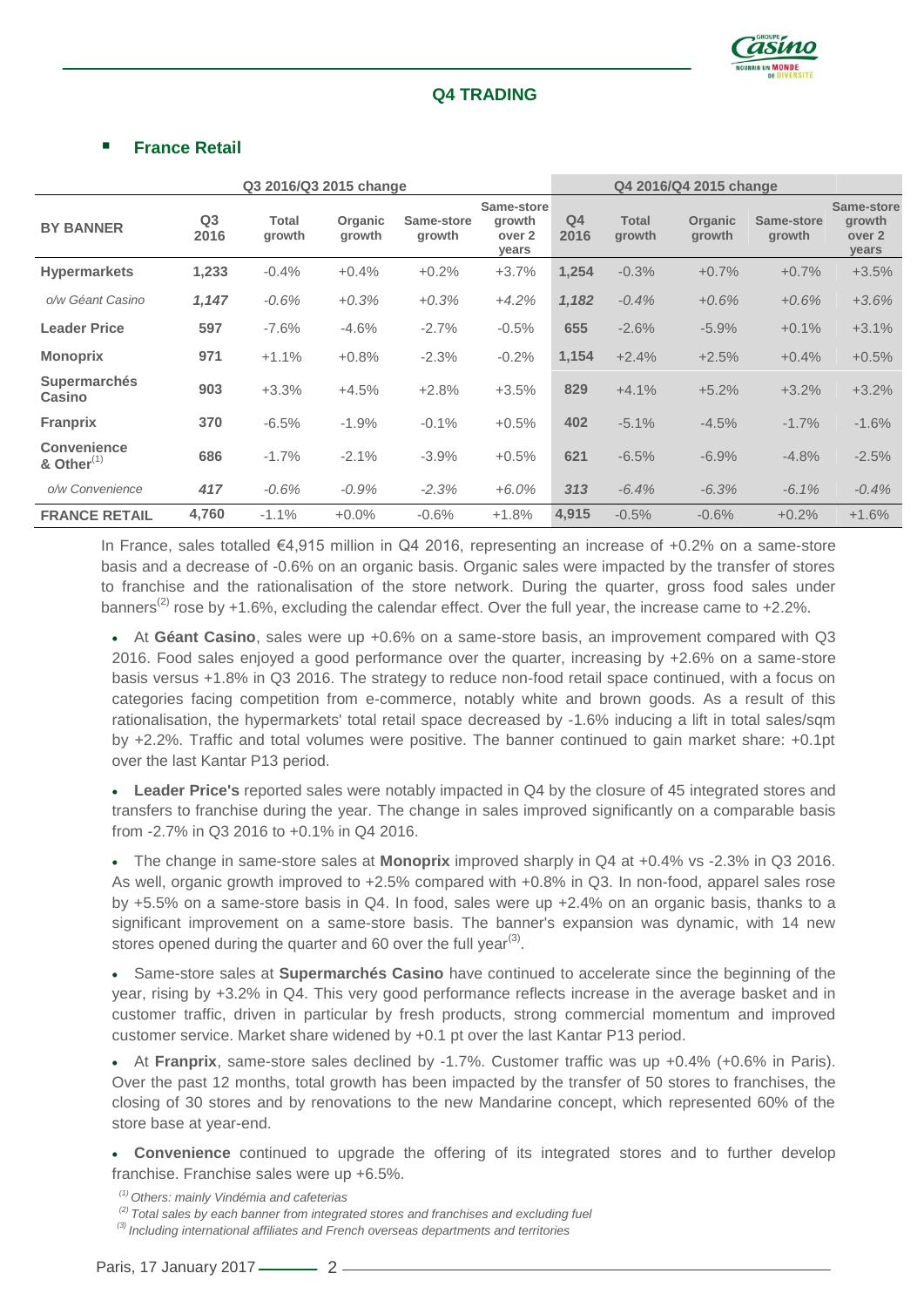## Q4 TRADING

### France Retail

| BY BANNER | Q3 2016/Q3 2015 change | | | | | Q4 2016/Q4 2015 change | | | | |
|---|---|---|---|---|---|---|---|---|---|---|
| | Q3 2016 | Total growth | Organic growth | Same-store growth | Same-store growth over 2 years | Q4 2016 | Total growth | Organic growth | Same-store growth | Same-store growth over 2 years |
| **Hypermarkets** | 1,233 | -0.4% | +0.4% | +0.2% | +3.7% | 1,254 | -0.3% | +0.7% | +0.7% | +3.5% |
| *o/w Géant Casino* | *1,147* | *-0.6%* | *+0.3%* | *+0.3%* | *+4.2%* | *1,182* | *-0.4%* | *+0.6%* | *+0.6%* | *+3.6%* |
| **Leader Price** | 597 | -7.6% | -4.6% | -2.7% | -0.5% | 655 | -2.6% | -5.9% | +0.1% | +3.1% |
| **Monoprix** | 971 | +1.1% | +0.8% | -2.3% | -0.2% | 1,154 | +2.4% | +2.5% | +0.4% | +0.5% |
| **Supermarchés Casino** | 903 | +3.3% | +4.5% | +2.8% | +3.5% | 829 | +4.1% | +5.2% | +3.2% | +3.2% |
| **Franprix** | 370 | -6.5% | -1.9% | -0.1% | +0.5% | 402 | -5.1% | -4.5% | -1.7% | -1.6% |
| **Convenience & Other**[1] | 686 | -1.7% | -2.1% | -3.9% | +0.5% | 621 | -6.5% | -6.9% | -4.8% | -2.5% |
| *o/w Convenience* | *417* | *-0.6%* | *-0.9%* | *-2.3%* | *+6.0%* | *313* | *-6.4%* | *-6.3%* | *-6.1%* | *-0.4%* |
| **FRANCE RETAIL** | 4,760 | -1.1% | +0.0% | -0.6% | +1.8% | 4,915 | -0.5% | -0.6% | +0.2% | +1.6% |

In France, sales totalled €4,915 million in Q4 2016, representing an increase of +0.2% on a same-store basis and a decrease of -0.6% on an organic basis. Organic sales were impacted by the transfer of stores to franchise and the rationalisation of the store network. During the quarter, gross food sales under banners[2] rose by +1.6%, excluding the calendar effect. Over the full year, the increase came to +2.2%.

- At **Géant Casino**, sales were up +0.6% on a same-store basis, an improvement compared with Q3 2016. Food sales enjoyed a good performance over the quarter, increasing by +2.6% on a same-store basis versus +1.8% in Q3 2016. The strategy to reduce non-food retail space continued, with a focus on categories facing competition from e-commerce, notably white and brown goods. As a result of this rationalisation, the hypermarkets' total retail space decreased by -1.6% inducing a lift in total sales/sqm by +2.2%. Traffic and total volumes were positive. The banner continued to gain market share: +0.1pt over the last Kantar P13 period.

- **Leader Price's** reported sales were notably impacted in Q4 by the closure of 45 integrated stores and transfers to franchise during the year. The change in sales improved significantly on a comparable basis from -2.7% in Q3 2016 to +0.1% in Q4 2016.

- The change in same-store sales at **Monoprix** improved sharply in Q4 at +0.4% vs -2.3% in Q3 2016. As well, organic growth improved to +2.5% compared with +0.8% in Q3. In non-food, apparel sales rose by +5.5% on a same-store basis in Q4. In food, sales were up +2.4% on an organic basis, thanks to a significant improvement on a same-store basis. The banner's expansion was dynamic, with 14 new stores opened during the quarter and 60 over the full year[3].

- Same-store sales at **Supermarchés Casino** have continued to accelerate since the beginning of the year, rising by +3.2% in Q4. This very good performance reflects increase in the average basket and in customer traffic, driven in particular by fresh products, strong commercial momentum and improved customer service. Market share widened by +0.1 pt over the last Kantar P13 period.

- At **Franprix**, same-store sales declined by -1.7%. Customer traffic was up +0.4% (+0.6% in Paris). Over the past 12 months, total growth has been impacted by the transfer of 50 stores to franchises, the closing of 30 stores and by renovations to the new Mandarine concept, which represented 60% of the store base at year-end.

- **Convenience** continued to upgrade the offering of its integrated stores and to further develop franchise. Franchise sales were up +6.5%.

*[1] Others: mainly Vindémia and cafeterias*
*[2] Total sales by each banner from integrated stores and franchises and excluding fuel*
*[3] Including international affiliates and French overseas departments and territories*

Paris, 17 January 2017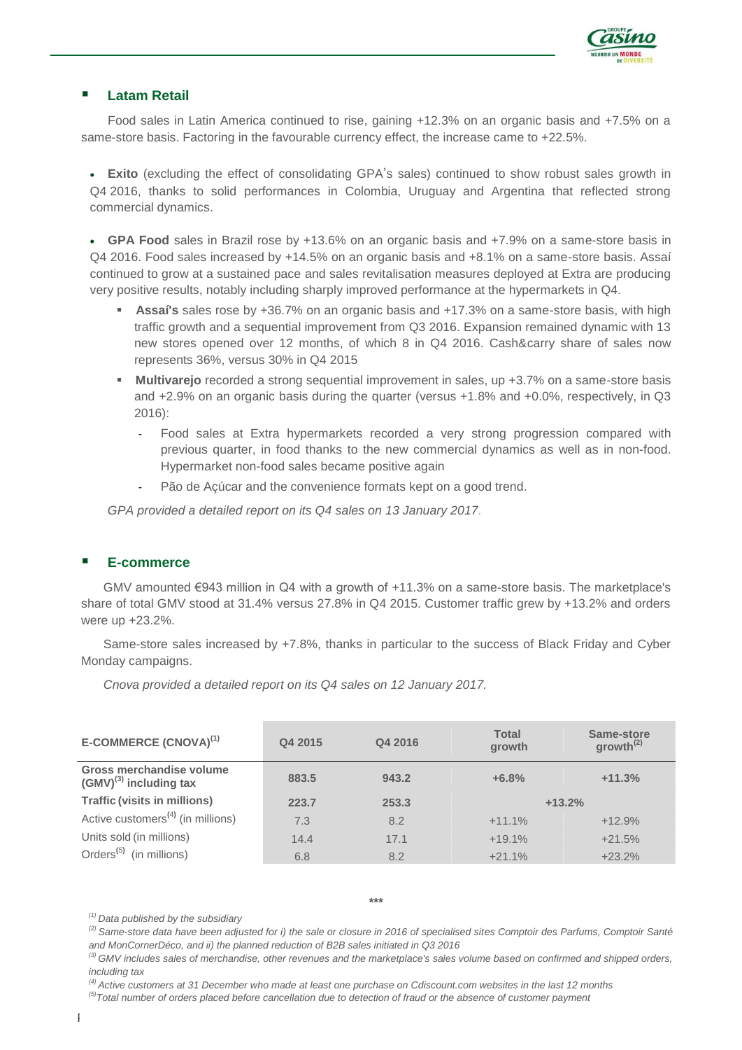## Latam Retail

Food sales in Latin America continued to rise, gaining +12.3% on an organic basis and +7.5% on a same-store basis. Factoring in the favourable currency effect, the increase came to +22.5%.

- **Exito** (excluding the effect of consolidating GPA's sales) continued to show robust sales growth in Q4 2016, thanks to solid performances in Colombia, Uruguay and Argentina that reflected strong commercial dynamics.

- **GPA Food** sales in Brazil rose by +13.6% on an organic basis and +7.9% on a same-store basis in Q4 2016. Food sales increased by +14.5% on an organic basis and +8.1% on a same-store basis. Assaí continued to grow at a sustained pace and sales revitalisation measures deployed at Extra are producing very positive results, notably including sharply improved performance at the hypermarkets in Q4.
  - **Assaí's** sales rose by +36.7% on an organic basis and +17.3% on a same-store basis, with high traffic growth and a sequential improvement from Q3 2016. Expansion remained dynamic with 13 new stores opened over 12 months, of which 8 in Q4 2016. Cash&carry share of sales now represents 36%, versus 30% in Q4 2015
  - **Multivarejo** recorded a strong sequential improvement in sales, up +3.7% on a same-store basis and +2.9% on an organic basis during the quarter (versus +1.8% and +0.0%, respectively, in Q3 2016):
    - Food sales at Extra hypermarkets recorded a very strong progression compared with previous quarter, in food thanks to the new commercial dynamics as well as in non-food. Hypermarket non-food sales became positive again
    - Pão de Açúcar and the convenience formats kept on a good trend.

*GPA provided a detailed report on its Q4 sales on 13 January 2017.*

## E-commerce

GMV amounted €943 million in Q4 with a growth of +11.3% on a same-store basis. The marketplace's share of total GMV stood at 31.4% versus 27.8% in Q4 2015. Customer traffic grew by +13.2% and orders were up +23.2%.

Same-store sales increased by +7.8%, thanks in particular to the success of Black Friday and Cyber Monday campaigns.

*Cnova provided a detailed report on its Q4 sales on 12 January 2017.*

| E-COMMERCE (CNOVA)[1] | Q4 2015 | Q4 2016 | Total growth | Same-store growth[2] |
|---|---|---|---|---|
| **Gross merchandise volume (GMV)[3] including tax** | **883.5** | **943.2** | **+6.8%** | **+11.3%** |
| **Traffic (visits in millions)** | **223.7** | **253.3** | **+13.2%** | |
| Active customers[4] (in millions) | 7.3 | 8.2 | +11.1% | +12.9% |
| Units sold (in millions) | 14.4 | 17.1 | +19.1% | +21.5% |
| Orders[5] (in millions) | 6.8 | 8.2 | +21.1% | +23.2% |

***

*[1] Data published by the subsidiary*

*[2] Same-store data have been adjusted for i) the sale or closure in 2016 of specialised sites Comptoir des Parfums, Comptoir Santé and MonCornerDéco, and ii) the planned reduction of B2B sales initiated in Q3 2016*

*[3] GMV includes sales of merchandise, other revenues and the marketplace's sales volume based on confirmed and shipped orders, including tax*

*[4] Active customers at 31 December who made at least one purchase on Cdiscount.com websites in the last 12 months*

*[5] Total number of orders placed before cancellation due to detection of fraud or the absence of customer payment*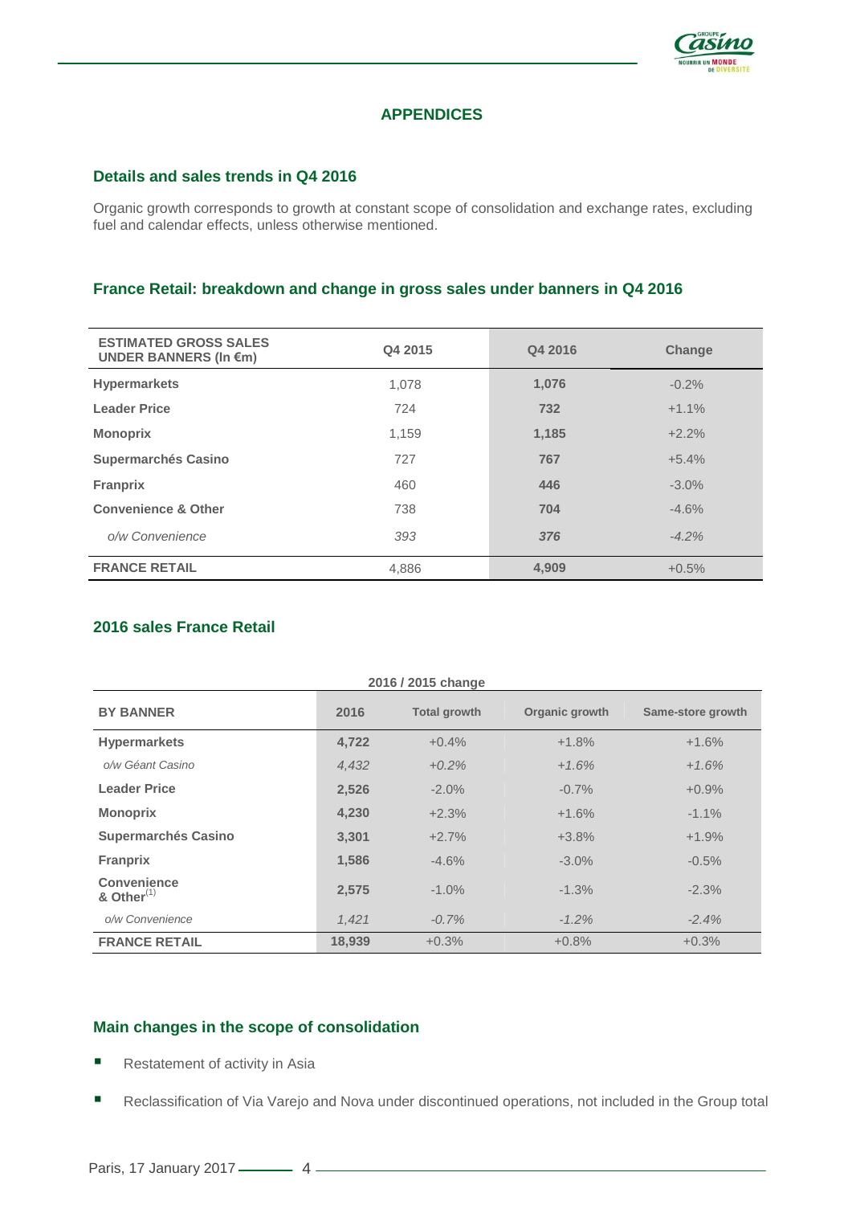## APPENDICES

### Details and sales trends in Q4 2016

Organic growth corresponds to growth at constant scope of consolidation and exchange rates, excluding fuel and calendar effects, unless otherwise mentioned.

### France Retail: breakdown and change in gross sales under banners in Q4 2016

| ESTIMATED GROSS SALES UNDER BANNERS (In €m) | Q4 2015 | Q4 2016 | Change |
|---|---|---|---|
| **Hypermarkets** | 1,078 | **1,076** | -0.2% |
| **Leader Price** | 724 | **732** | +1.1% |
| **Monoprix** | 1,159 | **1,185** | +2.2% |
| **Supermarchés Casino** | 727 | **767** | +5.4% |
| **Franprix** | 460 | **446** | -3.0% |
| **Convenience & Other** | 738 | **704** | -4.6% |
| *o/w Convenience* | *393* | ***376*** | *-4.2%* |
| **FRANCE RETAIL** | 4,886 | **4,909** | +0.5% |

### 2016 sales France Retail

| | | 2016 / 2015 change | | |
|---|---|---|---|---|
| **BY BANNER** | **2016** | **Total growth** | **Organic growth** | **Same-store growth** |
| **Hypermarkets** | **4,722** | +0.4% | +1.8% | +1.6% |
| *o/w Géant Casino* | *4,432* | *+0.2%* | *+1.6%* | *+1.6%* |
| **Leader Price** | **2,526** | -2.0% | -0.7% | +0.9% |
| **Monoprix** | **4,230** | +2.3% | +1.6% | -1.1% |
| **Supermarchés Casino** | **3,301** | +2.7% | +3.8% | +1.9% |
| **Franprix** | **1,586** | -4.6% | -3.0% | -0.5% |
| **Convenience & Other**[1] | **2,575** | -1.0% | -1.3% | -2.3% |
| *o/w Convenience* | *1,421* | *-0.7%* | *-1.2%* | *-2.4%* |
| **FRANCE RETAIL** | **18,939** | +0.3% | +0.8% | +0.3% |

### Main changes in the scope of consolidation

- Restatement of activity in Asia
- Reclassification of Via Varejo and Nova under discontinued operations, not included in the Group total

Paris, 17 January 2017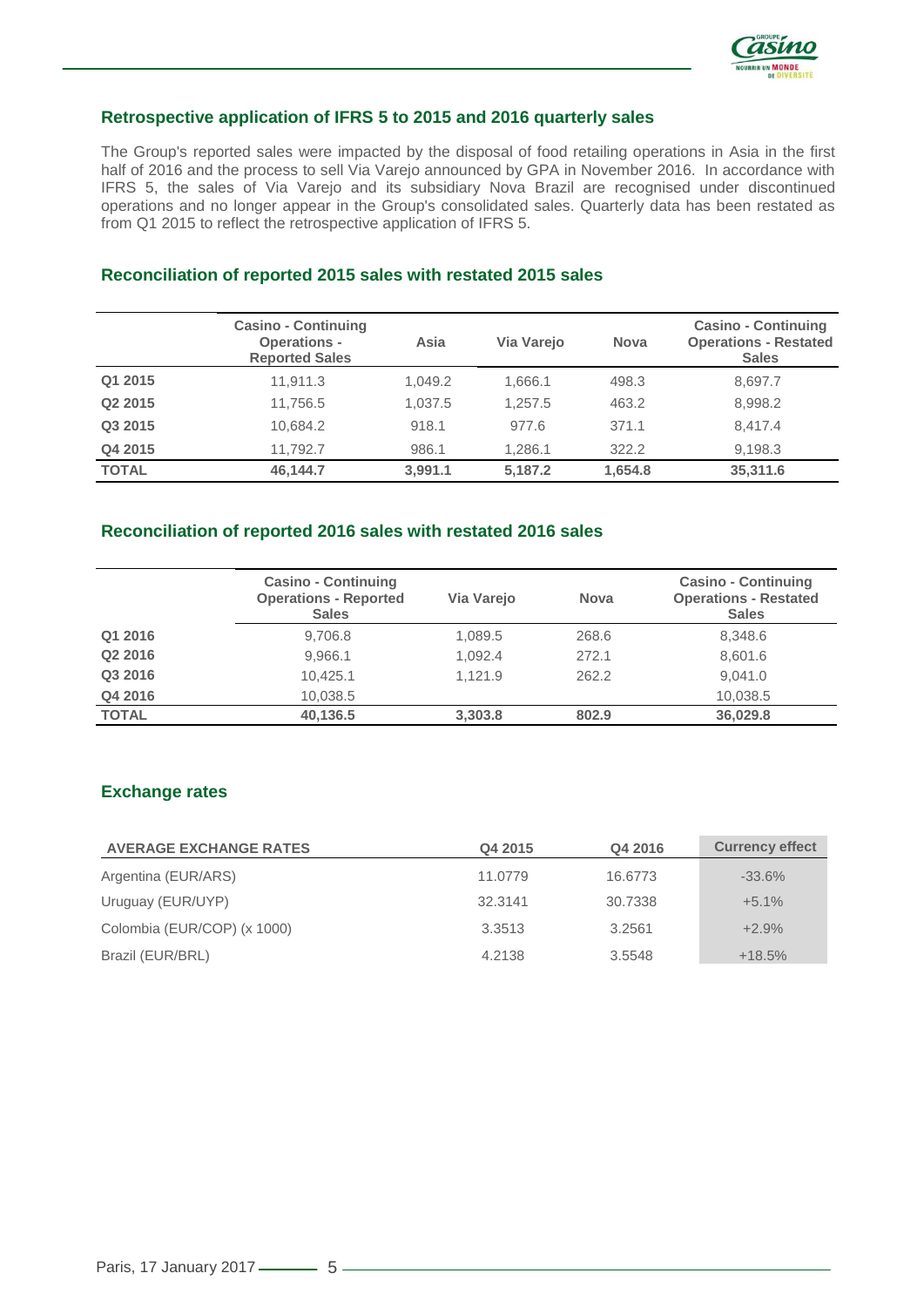## Retrospective application of IFRS 5 to 2015 and 2016 quarterly sales

The Group's reported sales were impacted by the disposal of food retailing operations in Asia in the first half of 2016 and the process to sell Via Varejo announced by GPA in November 2016. In accordance with IFRS 5, the sales of Via Varejo and its subsidiary Nova Brazil are recognised under discontinued operations and no longer appear in the Group's consolidated sales. Quarterly data has been restated as from Q1 2015 to reflect the retrospective application of IFRS 5.

## Reconciliation of reported 2015 sales with restated 2015 sales

| | Casino - Continuing Operations - Reported Sales | Asia | Via Varejo | Nova | Casino - Continuing Operations - Restated Sales |
|---|---|---|---|---|---|
| **Q1 2015** | 11,911.3 | 1,049.2 | 1,666.1 | 498.3 | 8,697.7 |
| **Q2 2015** | 11,756.5 | 1,037.5 | 1,257.5 | 463.2 | 8,998.2 |
| **Q3 2015** | 10,684.2 | 918.1 | 977.6 | 371.1 | 8,417.4 |
| **Q4 2015** | 11,792.7 | 986.1 | 1,286.1 | 322.2 | 9,198.3 |
| **TOTAL** | **46,144.7** | **3,991.1** | **5,187.2** | **1,654.8** | **35,311.6** |

## Reconciliation of reported 2016 sales with restated 2016 sales

| | Casino - Continuing Operations - Reported Sales | Via Varejo | Nova | Casino - Continuing Operations - Restated Sales |
|---|---|---|---|---|
| **Q1 2016** | 9,706.8 | 1,089.5 | 268.6 | 8,348.6 |
| **Q2 2016** | 9,966.1 | 1,092.4 | 272.1 | 8,601.6 |
| **Q3 2016** | 10,425.1 | 1,121.9 | 262.2 | 9,041.0 |
| **Q4 2016** | 10,038.5 | | | 10,038.5 |
| **TOTAL** | **40,136.5** | **3,303.8** | **802.9** | **36,029.8** |

## Exchange rates

| AVERAGE EXCHANGE RATES | Q4 2015 | Q4 2016 | Currency effect |
|---|---|---|---|
| Argentina (EUR/ARS) | 11.0779 | 16.6773 | -33.6% |
| Uruguay (EUR/UYP) | 32.3141 | 30.7338 | +5.1% |
| Colombia (EUR/COP) (x 1000) | 3.3513 | 3.2561 | +2.9% |
| Brazil (EUR/BRL) | 4.2138 | 3.5548 | +18.5% |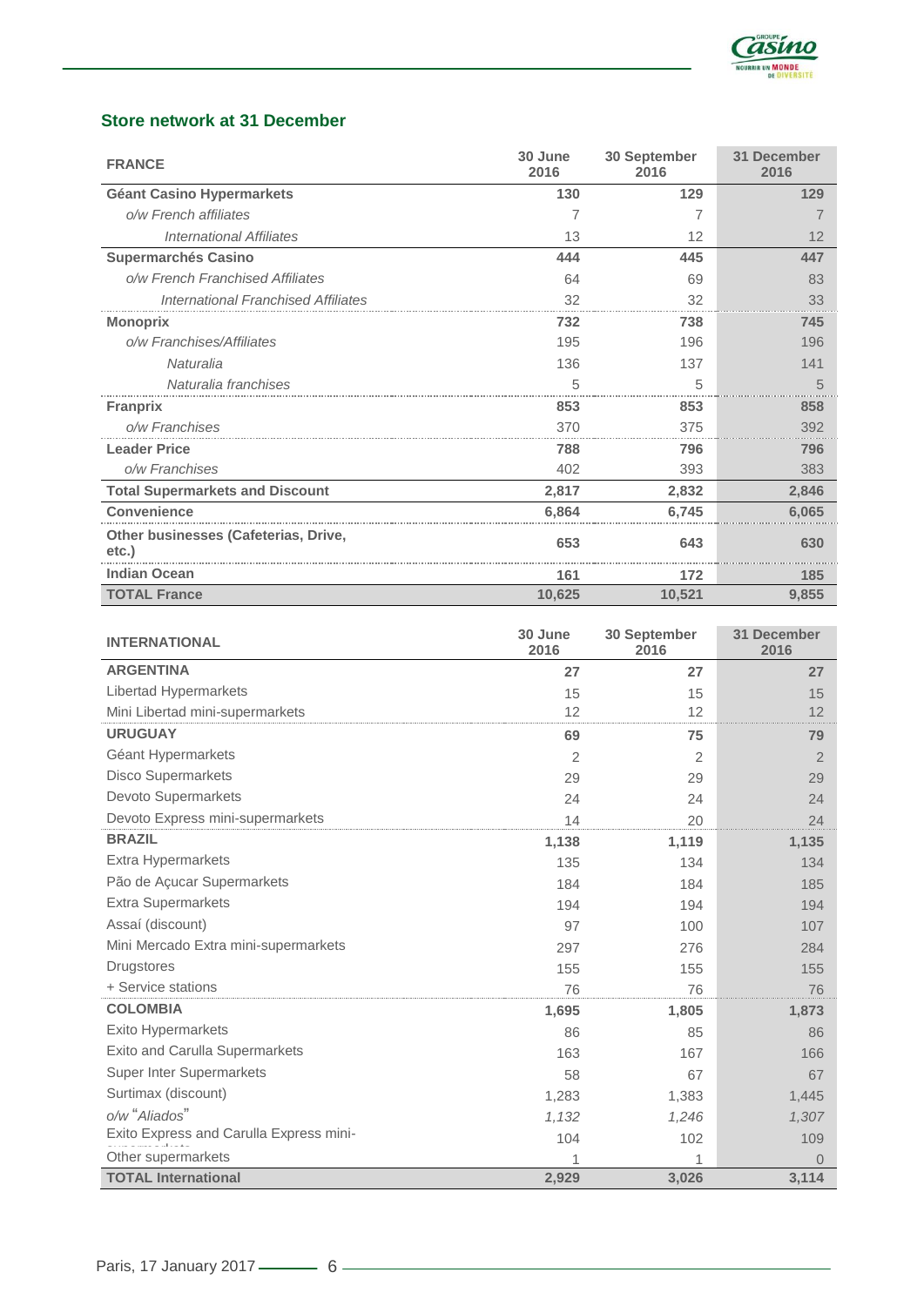## Store network at 31 December

| FRANCE | 30 June 2016 | 30 September 2016 | 31 December 2016 |
|---|---|---|---|
| **Géant Casino Hypermarkets** | **130** | **129** | **129** |
| *o/w French affiliates* | 7 | 7 | 7 |
| *International Affiliates* | 13 | 12 | 12 |
| **Supermarchés Casino** | **444** | **445** | **447** |
| *o/w French Franchised Affiliates* | 64 | 69 | 83 |
| *International Franchised Affiliates* | 32 | 32 | 33 |
| **Monoprix** | **732** | **738** | **745** |
| *o/w Franchises/Affiliates* | 195 | 196 | 196 |
| *Naturalia* | 136 | 137 | 141 |
| *Naturalia franchises* | 5 | 5 | 5 |
| **Franprix** | **853** | **853** | **858** |
| *o/w Franchises* | 370 | 375 | 392 |
| **Leader Price** | **788** | **796** | **796** |
| *o/w Franchises* | 402 | 393 | 383 |
| **Total Supermarkets and Discount** | **2,817** | **2,832** | **2,846** |
| **Convenience** | **6,864** | **6,745** | **6,065** |
| **Other businesses (Cafeterias, Drive, etc.)** | **653** | **643** | **630** |
| **Indian Ocean** | **161** | **172** | **185** |
| **TOTAL France** | **10,625** | **10,521** | **9,855** |

| INTERNATIONAL | 30 June 2016 | 30 September 2016 | 31 December 2016 |
|---|---|---|---|
| **ARGENTINA** | **27** | **27** | **27** |
| Libertad Hypermarkets | 15 | 15 | 15 |
| Mini Libertad mini-supermarkets | 12 | 12 | 12 |
| **URUGUAY** | **69** | **75** | **79** |
| Géant Hypermarkets | 2 | 2 | 2 |
| Disco Supermarkets | 29 | 29 | 29 |
| Devoto Supermarkets | 24 | 24 | 24 |
| Devoto Express mini-supermarkets | 14 | 20 | 24 |
| **BRAZIL** | **1,138** | **1,119** | **1,135** |
| Extra Hypermarkets | 135 | 134 | 134 |
| Pão de Açucar Supermarkets | 184 | 184 | 185 |
| Extra Supermarkets | 194 | 194 | 194 |
| Assaí (discount) | 97 | 100 | 107 |
| Mini Mercado Extra mini-supermarkets | 297 | 276 | 284 |
| Drugstores | 155 | 155 | 155 |
| + Service stations | 76 | 76 | 76 |
| **COLOMBIA** | **1,695** | **1,805** | **1,873** |
| Exito Hypermarkets | 86 | 85 | 86 |
| Exito and Carulla Supermarkets | 163 | 167 | 166 |
| Super Inter Supermarkets | 58 | 67 | 67 |
| Surtimax (discount) | 1,283 | 1,383 | 1,445 |
| *o/w "Aliados"* | *1,132* | *1,246* | *1,307* |
| Exito Express and Carulla Express mini-supermarkets | 104 | 102 | 109 |
| Other supermarkets | 1 | 1 | 0 |
| **TOTAL International** | **2,929** | **3,026** | **3,114** |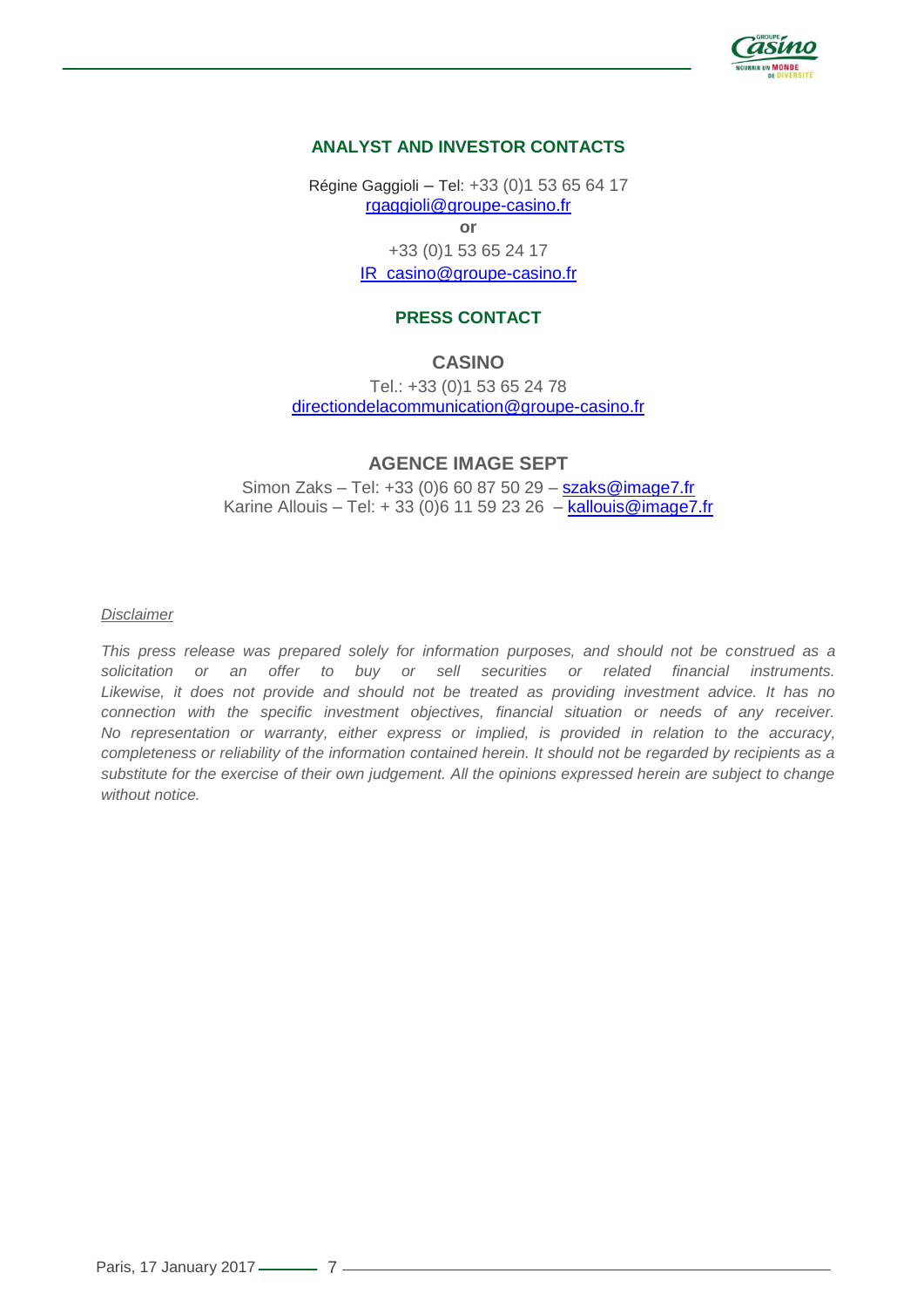## ANALYST AND INVESTOR CONTACTS

Régine Gaggioli – Tel: +33 (0)1 53 65 64 17
rgaggioli@groupe-casino.fr

**or**

+33 (0)1 53 65 24 17
IR_casino@groupe-casino.fr

## PRESS CONTACT

### CASINO

Tel.: +33 (0)1 53 65 24 78
directiondelacommunication@groupe-casino.fr

### AGENCE IMAGE SEPT

Simon Zaks – Tel: +33 (0)6 60 87 50 29 – szaks@image7.fr
Karine Allouis – Tel: + 33 (0)6 11 59 23 26 – kallouis@image7.fr

*Disclaimer*

*This press release was prepared solely for information purposes, and should not be construed as a solicitation or an offer to buy or sell securities or related financial instruments. Likewise, it does not provide and should not be treated as providing investment advice. It has no connection with the specific investment objectives, financial situation or needs of any receiver. No representation or warranty, either express or implied, is provided in relation to the accuracy, completeness or reliability of the information contained herein. It should not be regarded by recipients as a substitute for the exercise of their own judgement. All the opinions expressed herein are subject to change without notice.*